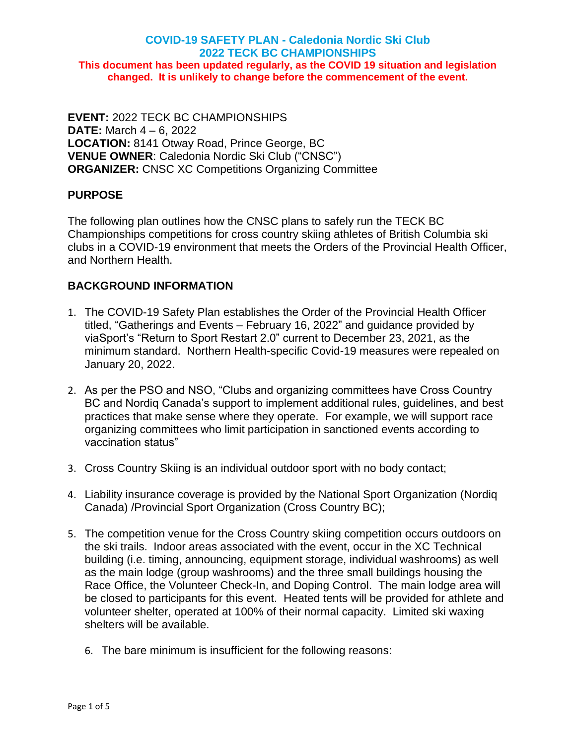# COVID-19 SAFETY PLAN - Caledonia Nordic Ski Club
# 2022 TECK BC CHAMPIONSHIPS

**This document has been updated regularly, as the COVID 19 situation and legislation changed. It is unlikely to change before the commencement of the event.**

**EVENT:** 2022 TECK BC CHAMPIONSHIPS
**DATE:** March 4 – 6, 2022
**LOCATION:** 8141 Otway Road, Prince George, BC
**VENUE OWNER**: Caledonia Nordic Ski Club ("CNSC")
**ORGANIZER:** CNSC XC Competitions Organizing Committee

## PURPOSE

The following plan outlines how the CNSC plans to safely run the TECK BC Championships competitions for cross country skiing athletes of British Columbia ski clubs in a COVID-19 environment that meets the Orders of the Provincial Health Officer, and Northern Health.

## BACKGROUND INFORMATION

1. The COVID-19 Safety Plan establishes the Order of the Provincial Health Officer titled, "Gatherings and Events – February 16, 2022" and guidance provided by viaSport's "Return to Sport Restart 2.0" current to December 23, 2021, as the minimum standard. Northern Health-specific Covid-19 measures were repealed on January 20, 2022.

2. As per the PSO and NSO, "Clubs and organizing committees have Cross Country BC and Nordiq Canada's support to implement additional rules, guidelines, and best practices that make sense where they operate. For example, we will support race organizing committees who limit participation in sanctioned events according to vaccination status"

3. Cross Country Skiing is an individual outdoor sport with no body contact;

4. Liability insurance coverage is provided by the National Sport Organization (Nordiq Canada) /Provincial Sport Organization (Cross Country BC);

5. The competition venue for the Cross Country skiing competition occurs outdoors on the ski trails. Indoor areas associated with the event, occur in the XC Technical building (i.e. timing, announcing, equipment storage, individual washrooms) as well as the main lodge (group washrooms) and the three small buildings housing the Race Office, the Volunteer Check-In, and Doping Control. The main lodge area will be closed to participants for this event. Heated tents will be provided for athlete and volunteer shelter, operated at 100% of their normal capacity. Limited ski waxing shelters will be available.

   6. The bare minimum is insufficient for the following reasons: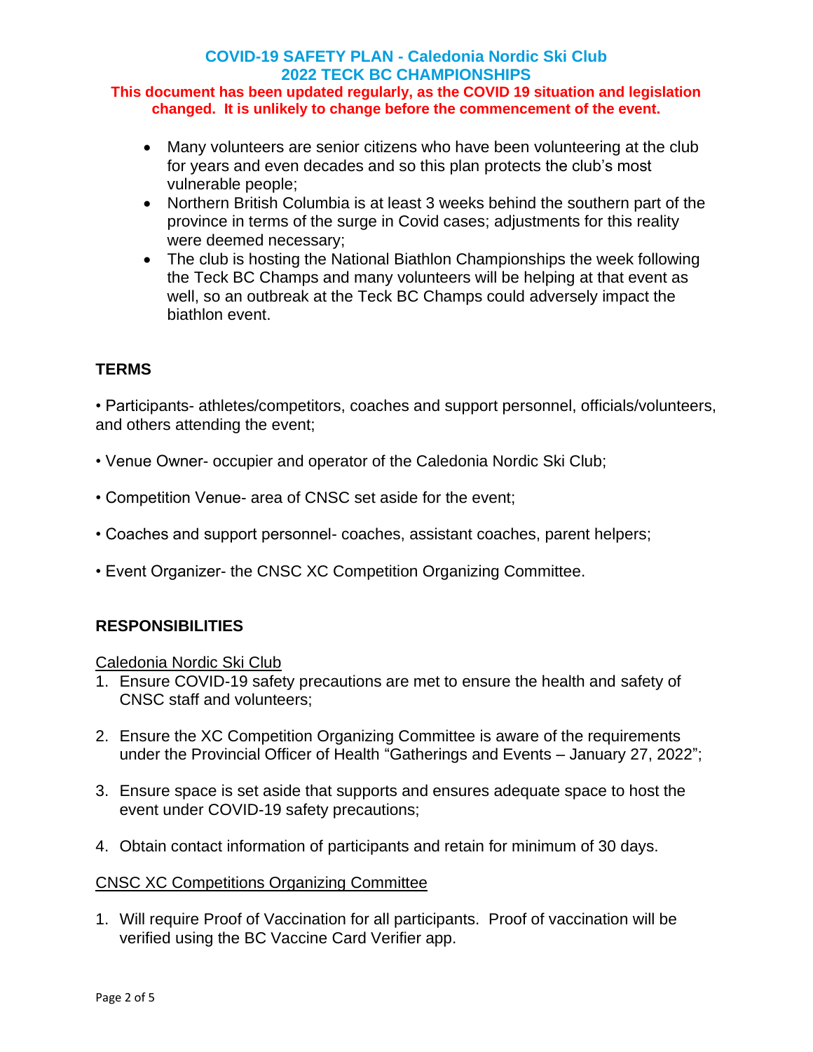- Many volunteers are senior citizens who have been volunteering at the club for years and even decades and so this plan protects the club's most vulnerable people;
- Northern British Columbia is at least 3 weeks behind the southern part of the province in terms of the surge in Covid cases; adjustments for this reality were deemed necessary;
- The club is hosting the National Biathlon Championships the week following the Teck BC Champs and many volunteers will be helping at that event as well, so an outbreak at the Teck BC Champs could adversely impact the biathlon event.

## TERMS

• Participants- athletes/competitors, coaches and support personnel, officials/volunteers, and others attending the event;

• Venue Owner- occupier and operator of the Caledonia Nordic Ski Club;

• Competition Venue- area of CNSC set aside for the event;

• Coaches and support personnel- coaches, assistant coaches, parent helpers;

• Event Organizer- the CNSC XC Competition Organizing Committee.

## RESPONSIBILITIES

Caledonia Nordic Ski Club

1. Ensure COVID-19 safety precautions are met to ensure the health and safety of CNSC staff and volunteers;

2. Ensure the XC Competition Organizing Committee is aware of the requirements under the Provincial Officer of Health "Gatherings and Events – January 27, 2022";

3. Ensure space is set aside that supports and ensures adequate space to host the event under COVID-19 safety precautions;

4. Obtain contact information of participants and retain for minimum of 30 days.

CNSC XC Competitions Organizing Committee

1. Will require Proof of Vaccination for all participants. Proof of vaccination will be verified using the BC Vaccine Card Verifier app.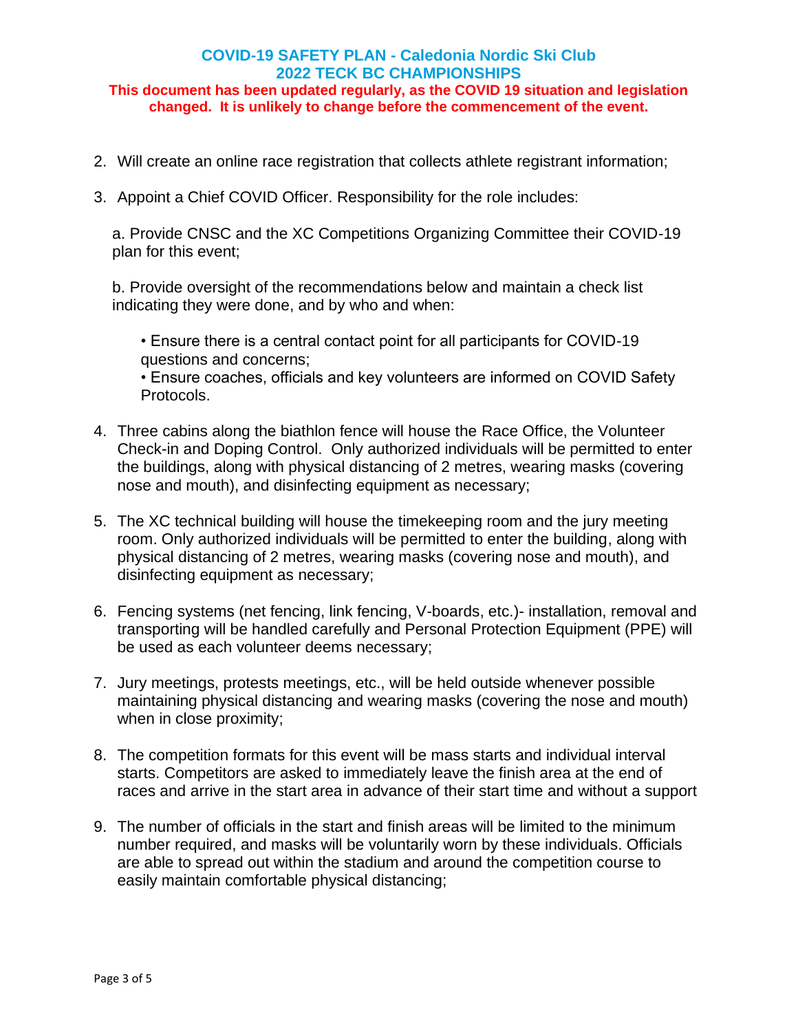2. Will create an online race registration that collects athlete registrant information;

3. Appoint a Chief COVID Officer. Responsibility for the role includes:

   a. Provide CNSC and the XC Competitions Organizing Committee their COVID-19 plan for this event;

   b. Provide oversight of the recommendations below and maintain a check list indicating they were done, and by who and when:

   - Ensure there is a central contact point for all participants for COVID-19 questions and concerns;
   - Ensure coaches, officials and key volunteers are informed on COVID Safety Protocols.

4. Three cabins along the biathlon fence will house the Race Office, the Volunteer Check-in and Doping Control. Only authorized individuals will be permitted to enter the buildings, along with physical distancing of 2 metres, wearing masks (covering nose and mouth), and disinfecting equipment as necessary;

5. The XC technical building will house the timekeeping room and the jury meeting room. Only authorized individuals will be permitted to enter the building, along with physical distancing of 2 metres, wearing masks (covering nose and mouth), and disinfecting equipment as necessary;

6. Fencing systems (net fencing, link fencing, V-boards, etc.)- installation, removal and transporting will be handled carefully and Personal Protection Equipment (PPE) will be used as each volunteer deems necessary;

7. Jury meetings, protests meetings, etc., will be held outside whenever possible maintaining physical distancing and wearing masks (covering the nose and mouth) when in close proximity;

8. The competition formats for this event will be mass starts and individual interval starts. Competitors are asked to immediately leave the finish area at the end of races and arrive in the start area in advance of their start time and without a support

9. The number of officials in the start and finish areas will be limited to the minimum number required, and masks will be voluntarily worn by these individuals. Officials are able to spread out within the stadium and around the competition course to easily maintain comfortable physical distancing;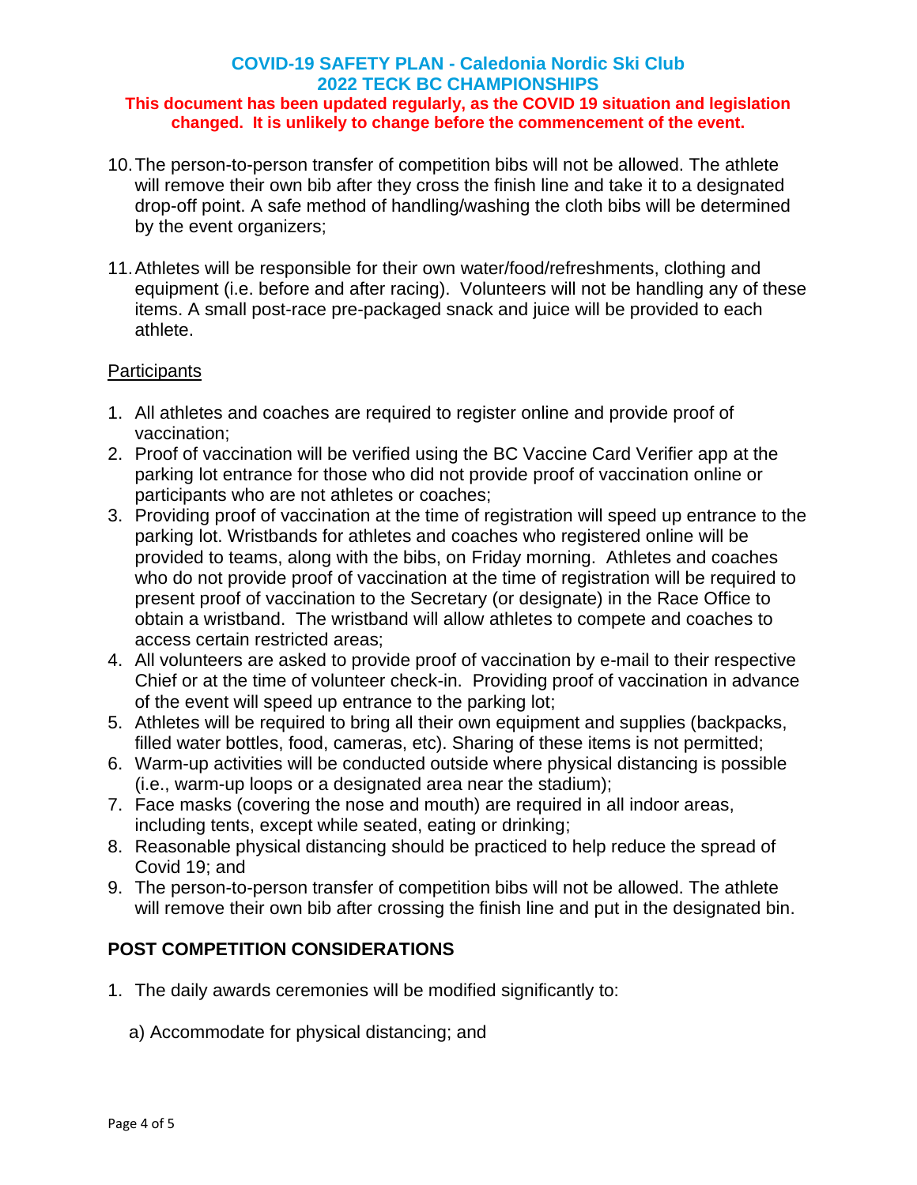10. The person-to-person transfer of competition bibs will not be allowed. The athlete will remove their own bib after they cross the finish line and take it to a designated drop-off point. A safe method of handling/washing the cloth bibs will be determined by the event organizers;

11. Athletes will be responsible for their own water/food/refreshments, clothing and equipment (i.e. before and after racing). Volunteers will not be handling any of these items. A small post-race pre-packaged snack and juice will be provided to each athlete.

<u>Participants</u>

1. All athletes and coaches are required to register online and provide proof of vaccination;
2. Proof of vaccination will be verified using the BC Vaccine Card Verifier app at the parking lot entrance for those who did not provide proof of vaccination online or participants who are not athletes or coaches;
3. Providing proof of vaccination at the time of registration will speed up entrance to the parking lot. Wristbands for athletes and coaches who registered online will be provided to teams, along with the bibs, on Friday morning. Athletes and coaches who do not provide proof of vaccination at the time of registration will be required to present proof of vaccination to the Secretary (or designate) in the Race Office to obtain a wristband. The wristband will allow athletes to compete and coaches to access certain restricted areas;
4. All volunteers are asked to provide proof of vaccination by e-mail to their respective Chief or at the time of volunteer check-in. Providing proof of vaccination in advance of the event will speed up entrance to the parking lot;
5. Athletes will be required to bring all their own equipment and supplies (backpacks, filled water bottles, food, cameras, etc). Sharing of these items is not permitted;
6. Warm-up activities will be conducted outside where physical distancing is possible (i.e., warm-up loops or a designated area near the stadium);
7. Face masks (covering the nose and mouth) are required in all indoor areas, including tents, except while seated, eating or drinking;
8. Reasonable physical distancing should be practiced to help reduce the spread of Covid 19; and
9. The person-to-person transfer of competition bibs will not be allowed. The athlete will remove their own bib after crossing the finish line and put in the designated bin.

## POST COMPETITION CONSIDERATIONS

1. The daily awards ceremonies will be modified significantly to:

   a) Accommodate for physical distancing; and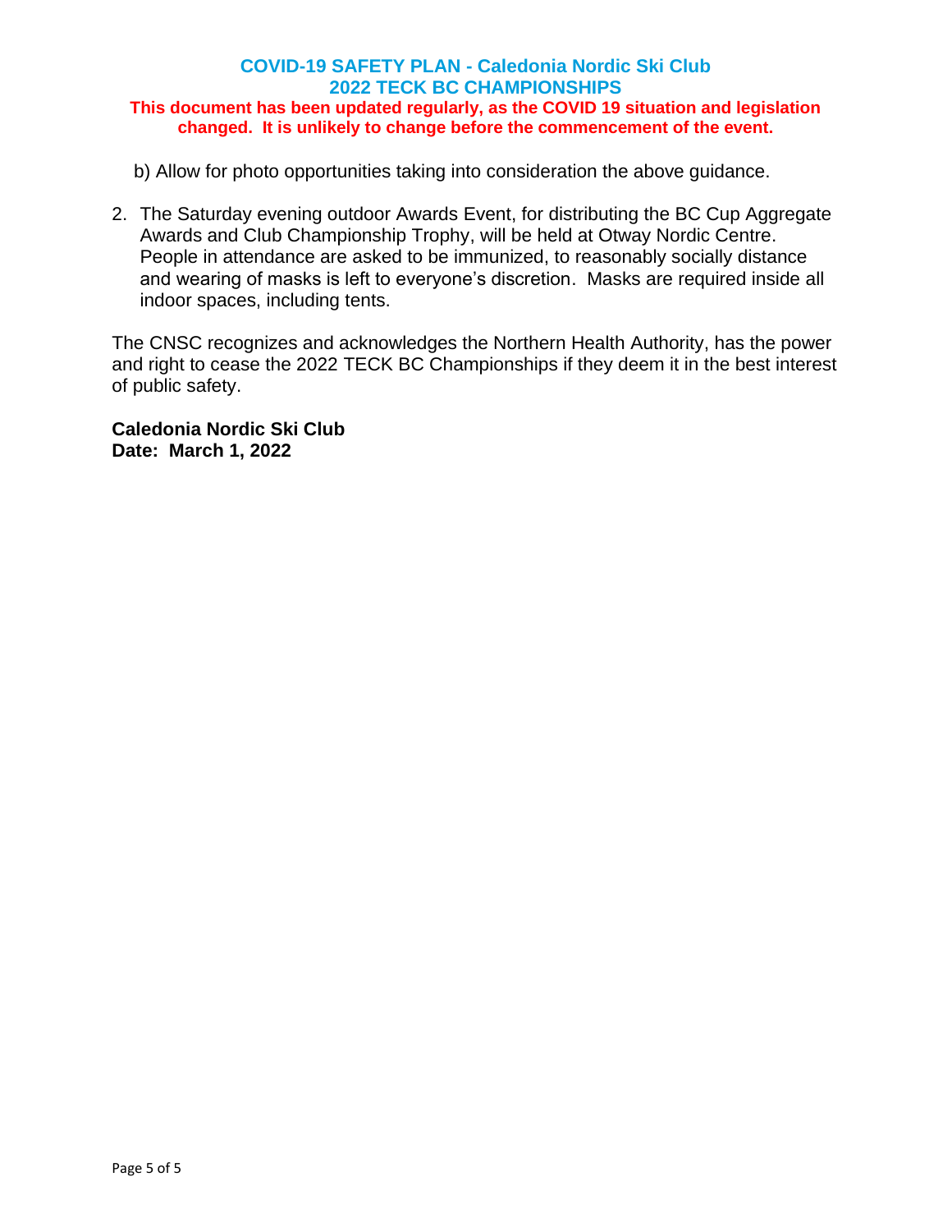b) Allow for photo opportunities taking into consideration the above guidance.

2. The Saturday evening outdoor Awards Event, for distributing the BC Cup Aggregate Awards and Club Championship Trophy, will be held at Otway Nordic Centre. People in attendance are asked to be immunized, to reasonably socially distance and wearing of masks is left to everyone's discretion. Masks are required inside all indoor spaces, including tents.

The CNSC recognizes and acknowledges the Northern Health Authority, has the power and right to cease the 2022 TECK BC Championships if they deem it in the best interest of public safety.

**Caledonia Nordic Ski Club**
**Date: March 1, 2022**